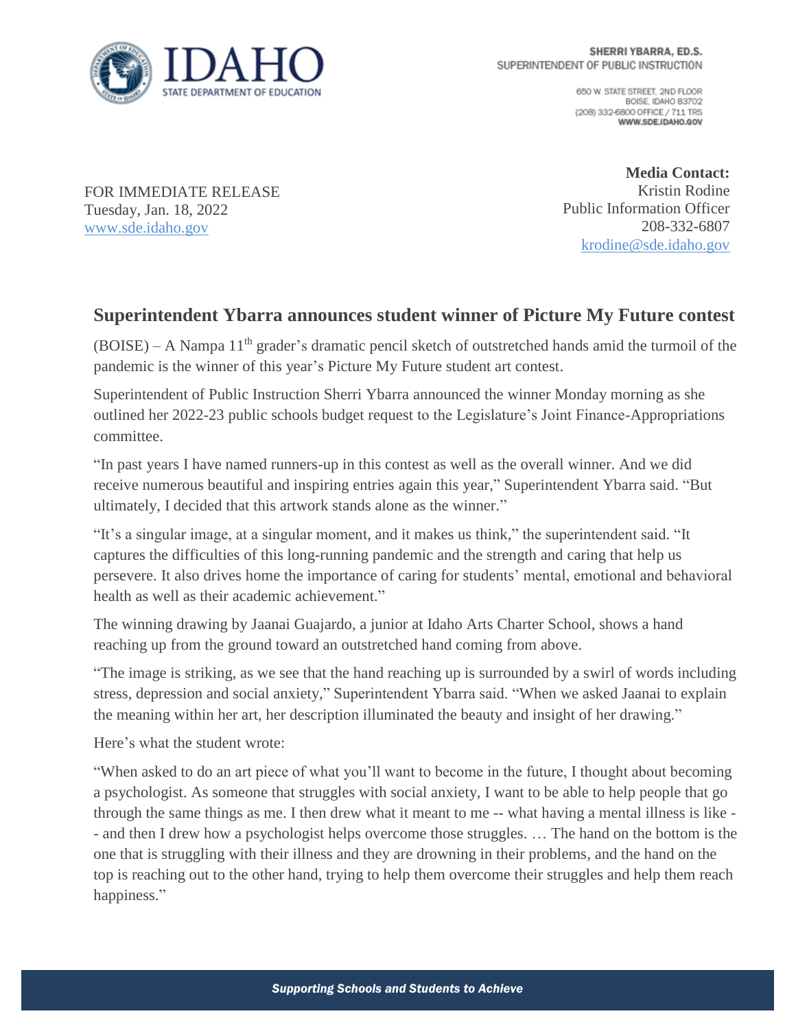**SHERRI YBARRA, ED.S.**
SUPERINTENDENT OF PUBLIC INSTRUCTION

650 W. STATE STREET, 2ND FLOOR
BOISE, IDAHO 83702
(208) 332-6800 OFFICE / 711 TRS
**WWW.SDE.IDAHO.GOV**

IDAHO STATE DEPARTMENT OF EDUCATION

FOR IMMEDIATE RELEASE
Tuesday, Jan. 18, 2022
www.sde.idaho.gov

**Media Contact:**
Kristin Rodine
Public Information Officer
208-332-6807
krodine@sde.idaho.gov

## Superintendent Ybarra announces student winner of Picture My Future contest

(BOISE) – A Nampa 11th grader's dramatic pencil sketch of outstretched hands amid the turmoil of the pandemic is the winner of this year's Picture My Future student art contest.

Superintendent of Public Instruction Sherri Ybarra announced the winner Monday morning as she outlined her 2022-23 public schools budget request to the Legislature's Joint Finance-Appropriations committee.

"In past years I have named runners-up in this contest as well as the overall winner. And we did receive numerous beautiful and inspiring entries again this year," Superintendent Ybarra said. "But ultimately, I decided that this artwork stands alone as the winner."

"It's a singular image, at a singular moment, and it makes us think," the superintendent said. "It captures the difficulties of this long-running pandemic and the strength and caring that help us persevere. It also drives home the importance of caring for students' mental, emotional and behavioral health as well as their academic achievement."

The winning drawing by Jaanai Guajardo, a junior at Idaho Arts Charter School, shows a hand reaching up from the ground toward an outstretched hand coming from above.

"The image is striking, as we see that the hand reaching up is surrounded by a swirl of words including stress, depression and social anxiety," Superintendent Ybarra said. "When we asked Jaanai to explain the meaning within her art, her description illuminated the beauty and insight of her drawing."

Here's what the student wrote:

"When asked to do an art piece of what you'll want to become in the future, I thought about becoming a psychologist. As someone that struggles with social anxiety, I want to be able to help people that go through the same things as me. I then drew what it meant to me -- what having a mental illness is like -- and then I drew how a psychologist helps overcome those struggles. … The hand on the bottom is the one that is struggling with their illness and they are drowning in their problems, and the hand on the top is reaching out to the other hand, trying to help them overcome their struggles and help them reach happiness."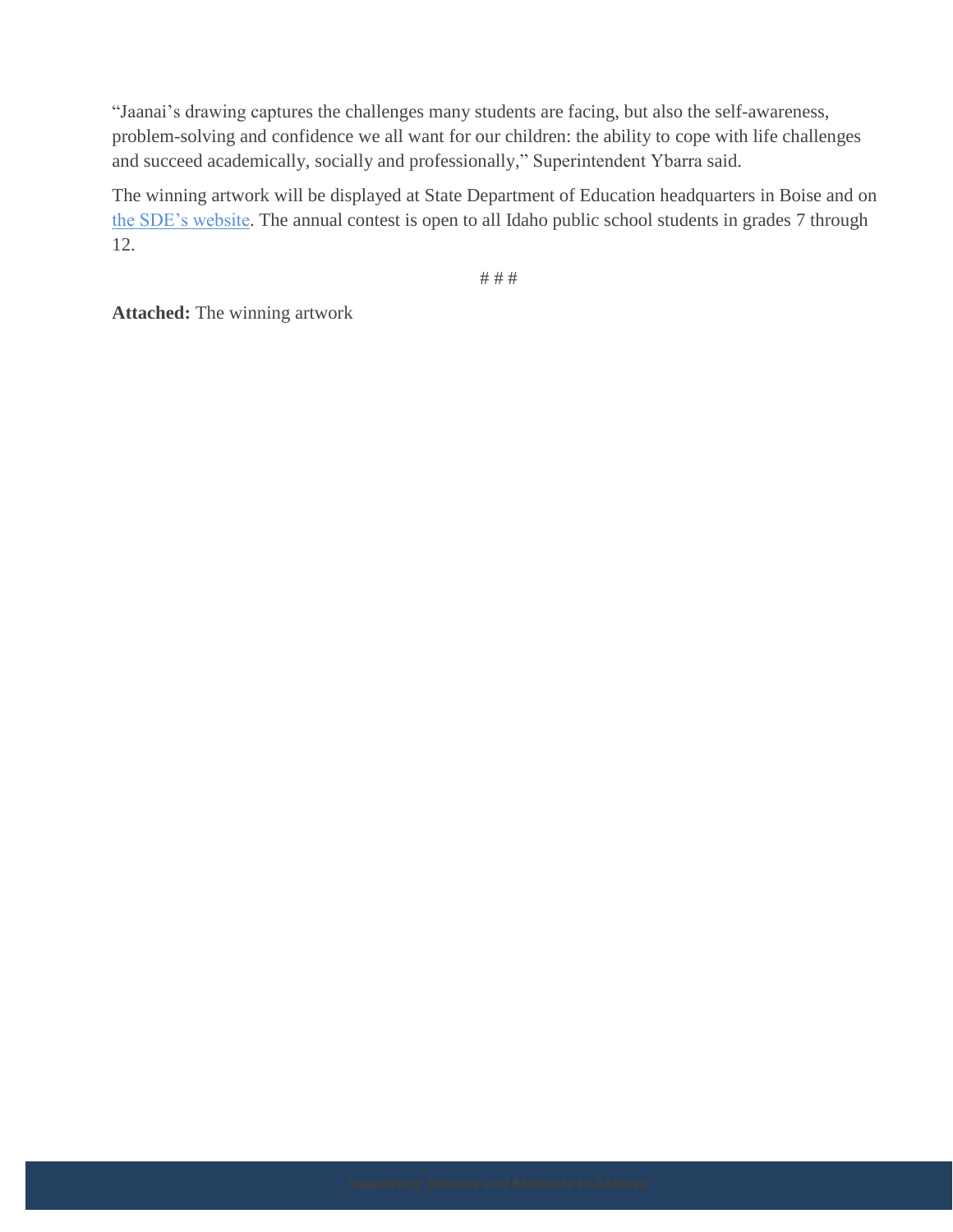"Jaanai's drawing captures the challenges many students are facing, but also the self-awareness, problem-solving and confidence we all want for our children: the ability to cope with life challenges and succeed academically, socially and professionally," Superintendent Ybarra said.

The winning artwork will be displayed at State Department of Education headquarters in Boise and on the SDE's website. The annual contest is open to all Idaho public school students in grades 7 through 12.

# # #

**Attached:** The winning artwork